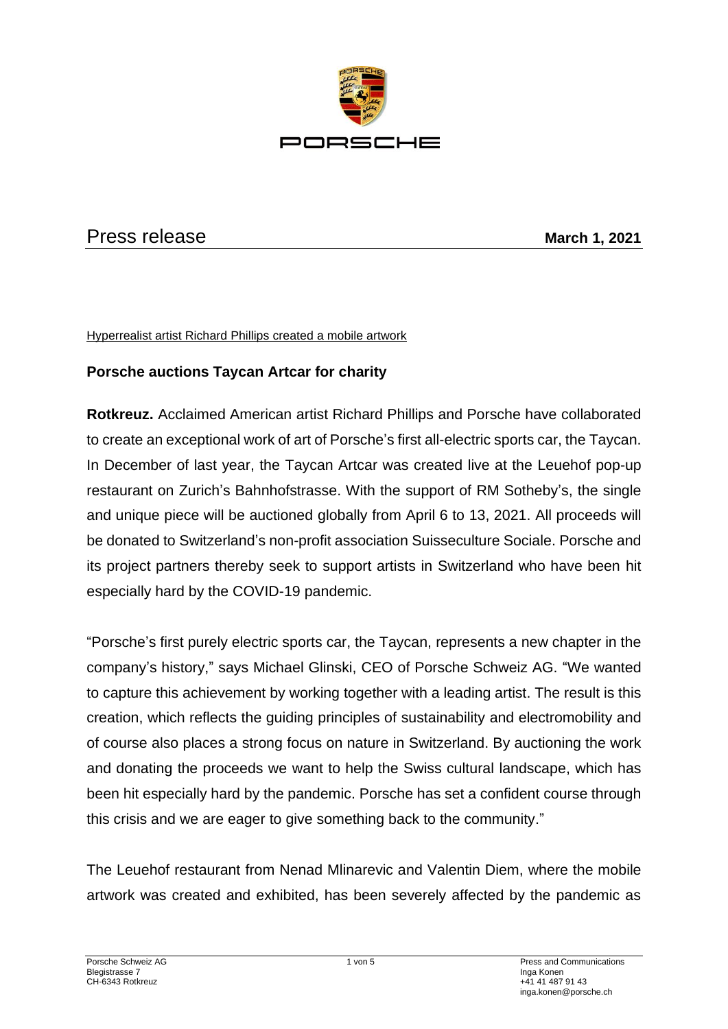# Press release

**March 1, 2021**

Hyperrealist artist Richard Phillips created a mobile artwork

## Porsche auctions Taycan Artcar for charity

**Rotkreuz.** Acclaimed American artist Richard Phillips and Porsche have collaborated to create an exceptional work of art of Porsche's first all-electric sports car, the Taycan. In December of last year, the Taycan Artcar was created live at the Leuehof pop-up restaurant on Zurich's Bahnhofstrasse. With the support of RM Sotheby's, the single and unique piece will be auctioned globally from April 6 to 13, 2021. All proceeds will be donated to Switzerland's non-profit association Suisseculture Sociale. Porsche and its project partners thereby seek to support artists in Switzerland who have been hit especially hard by the COVID-19 pandemic.

"Porsche's first purely electric sports car, the Taycan, represents a new chapter in the company's history," says Michael Glinski, CEO of Porsche Schweiz AG. "We wanted to capture this achievement by working together with a leading artist. The result is this creation, which reflects the guiding principles of sustainability and electromobility and of course also places a strong focus on nature in Switzerland. By auctioning the work and donating the proceeds we want to help the Swiss cultural landscape, which has been hit especially hard by the pandemic. Porsche has set a confident course through this crisis and we are eager to give something back to the community."

The Leuehof restaurant from Nenad Mlinarevic and Valentin Diem, where the mobile artwork was created and exhibited, has been severely affected by the pandemic as

Porsche Schweiz AG
Blegistrasse 7
CH-6343 Rotkreuz

Press and Communications
Inga Konen
+41 41 487 91 43
inga.konen@porsche.ch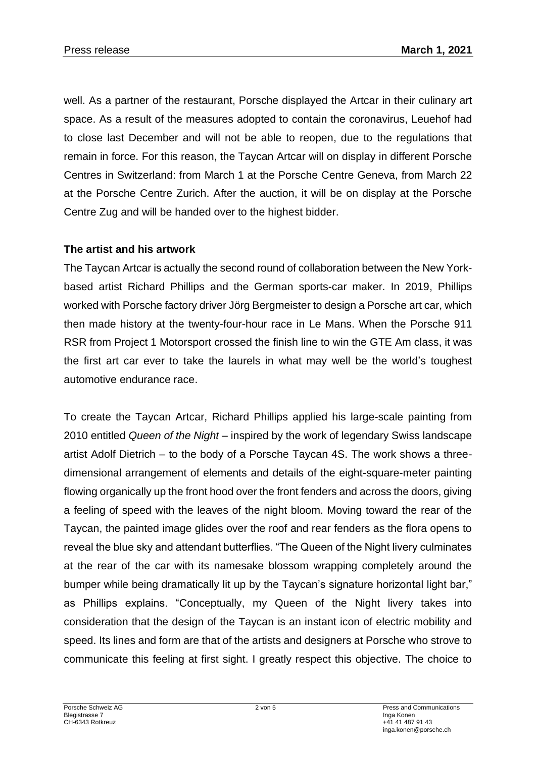well. As a partner of the restaurant, Porsche displayed the Artcar in their culinary art space. As a result of the measures adopted to contain the coronavirus, Leuehof had to close last December and will not be able to reopen, due to the regulations that remain in force. For this reason, the Taycan Artcar will on display in different Porsche Centres in Switzerland: from March 1 at the Porsche Centre Geneva, from March 22 at the Porsche Centre Zurich. After the auction, it will be on display at the Porsche Centre Zug and will be handed over to the highest bidder.

**The artist and his artwork**

The Taycan Artcar is actually the second round of collaboration between the New York-based artist Richard Phillips and the German sports-car maker. In 2019, Phillips worked with Porsche factory driver Jörg Bergmeister to design a Porsche art car, which then made history at the twenty-four-hour race in Le Mans. When the Porsche 911 RSR from Project 1 Motorsport crossed the finish line to win the GTE Am class, it was the first art car ever to take the laurels in what may well be the world's toughest automotive endurance race.

To create the Taycan Artcar, Richard Phillips applied his large-scale painting from 2010 entitled *Queen of the Night* – inspired by the work of legendary Swiss landscape artist Adolf Dietrich – to the body of a Porsche Taycan 4S. The work shows a three-dimensional arrangement of elements and details of the eight-square-meter painting flowing organically up the front hood over the front fenders and across the doors, giving a feeling of speed with the leaves of the night bloom. Moving toward the rear of the Taycan, the painted image glides over the roof and rear fenders as the flora opens to reveal the blue sky and attendant butterflies. "The Queen of the Night livery culminates at the rear of the car with its namesake blossom wrapping completely around the bumper while being dramatically lit up by the Taycan's signature horizontal light bar," as Phillips explains. "Conceptually, my Queen of the Night livery takes into consideration that the design of the Taycan is an instant icon of electric mobility and speed. Its lines and form are that of the artists and designers at Porsche who strove to communicate this feeling at first sight. I greatly respect this objective. The choice to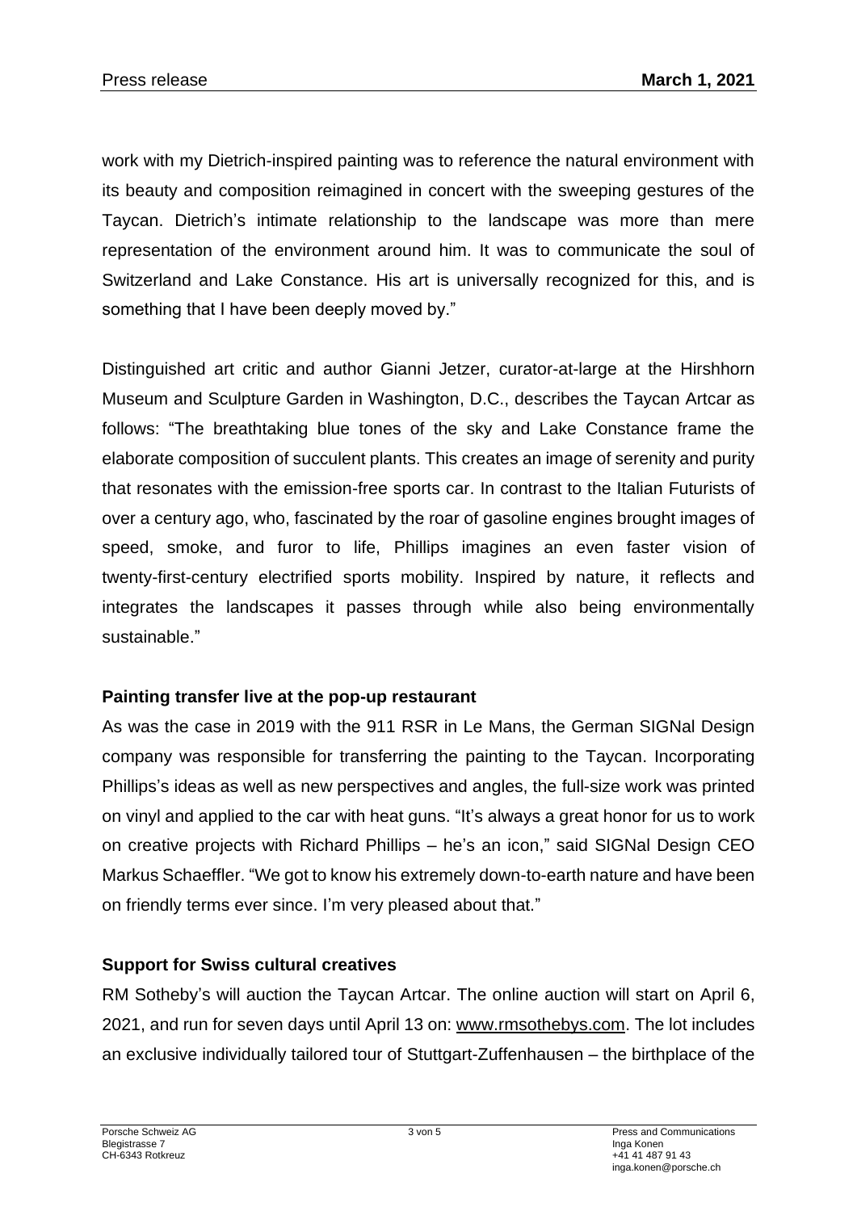work with my Dietrich-inspired painting was to reference the natural environment with its beauty and composition reimagined in concert with the sweeping gestures of the Taycan. Dietrich's intimate relationship to the landscape was more than mere representation of the environment around him. It was to communicate the soul of Switzerland and Lake Constance. His art is universally recognized for this, and is something that I have been deeply moved by."

Distinguished art critic and author Gianni Jetzer, curator-at-large at the Hirshhorn Museum and Sculpture Garden in Washington, D.C., describes the Taycan Artcar as follows: "The breathtaking blue tones of the sky and Lake Constance frame the elaborate composition of succulent plants. This creates an image of serenity and purity that resonates with the emission-free sports car. In contrast to the Italian Futurists of over a century ago, who, fascinated by the roar of gasoline engines brought images of speed, smoke, and furor to life, Phillips imagines an even faster vision of twenty-first-century electrified sports mobility. Inspired by nature, it reflects and integrates the landscapes it passes through while also being environmentally sustainable."

**Painting transfer live at the pop-up restaurant**

As was the case in 2019 with the 911 RSR in Le Mans, the German SIGNal Design company was responsible for transferring the painting to the Taycan. Incorporating Phillips's ideas as well as new perspectives and angles, the full-size work was printed on vinyl and applied to the car with heat guns. "It's always a great honor for us to work on creative projects with Richard Phillips – he's an icon," said SIGNal Design CEO Markus Schaeffler. "We got to know his extremely down-to-earth nature and have been on friendly terms ever since. I'm very pleased about that."

**Support for Swiss cultural creatives**

RM Sotheby's will auction the Taycan Artcar. The online auction will start on April 6, 2021, and run for seven days until April 13 on: www.rmsothebys.com. The lot includes an exclusive individually tailored tour of Stuttgart-Zuffenhausen – the birthplace of the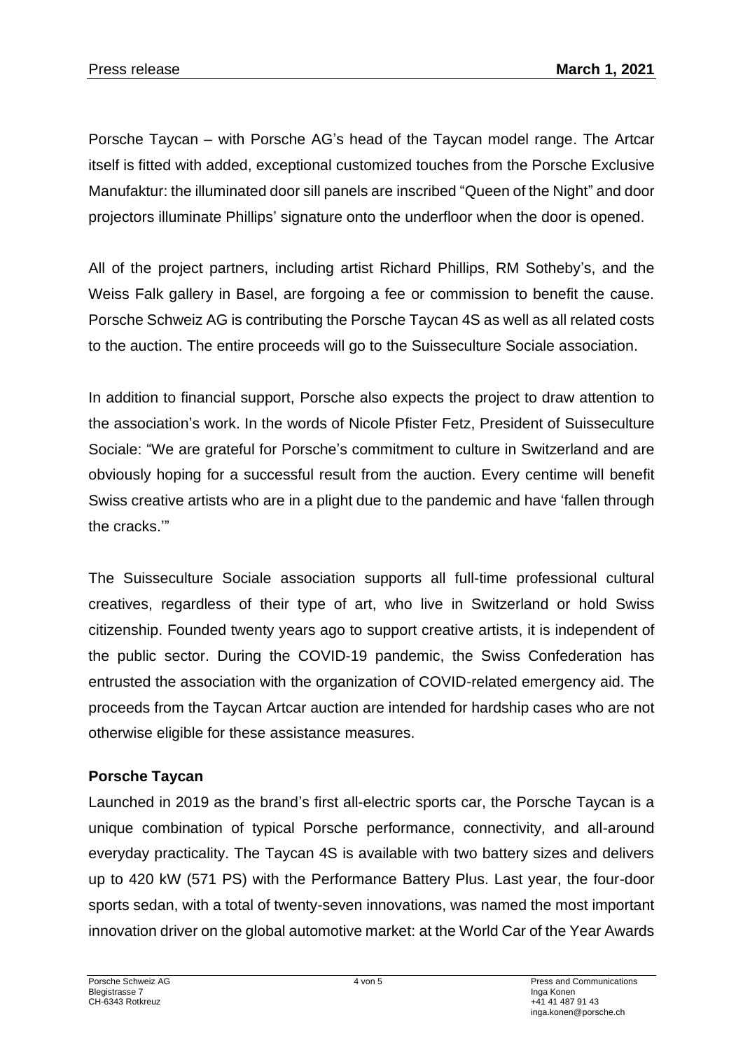Porsche Taycan – with Porsche AG's head of the Taycan model range. The Artcar itself is fitted with added, exceptional customized touches from the Porsche Exclusive Manufaktur: the illuminated door sill panels are inscribed "Queen of the Night" and door projectors illuminate Phillips' signature onto the underfloor when the door is opened.

All of the project partners, including artist Richard Phillips, RM Sotheby's, and the Weiss Falk gallery in Basel, are forgoing a fee or commission to benefit the cause. Porsche Schweiz AG is contributing the Porsche Taycan 4S as well as all related costs to the auction. The entire proceeds will go to the Suisseculture Sociale association.

In addition to financial support, Porsche also expects the project to draw attention to the association's work. In the words of Nicole Pfister Fetz, President of Suisseculture Sociale: "We are grateful for Porsche's commitment to culture in Switzerland and are obviously hoping for a successful result from the auction. Every centime will benefit Swiss creative artists who are in a plight due to the pandemic and have 'fallen through the cracks.'"

The Suisseculture Sociale association supports all full-time professional cultural creatives, regardless of their type of art, who live in Switzerland or hold Swiss citizenship. Founded twenty years ago to support creative artists, it is independent of the public sector. During the COVID-19 pandemic, the Swiss Confederation has entrusted the association with the organization of COVID-related emergency aid. The proceeds from the Taycan Artcar auction are intended for hardship cases who are not otherwise eligible for these assistance measures.

**Porsche Taycan**

Launched in 2019 as the brand's first all-electric sports car, the Porsche Taycan is a unique combination of typical Porsche performance, connectivity, and all-around everyday practicality. The Taycan 4S is available with two battery sizes and delivers up to 420 kW (571 PS) with the Performance Battery Plus. Last year, the four-door sports sedan, with a total of twenty-seven innovations, was named the most important innovation driver on the global automotive market: at the World Car of the Year Awards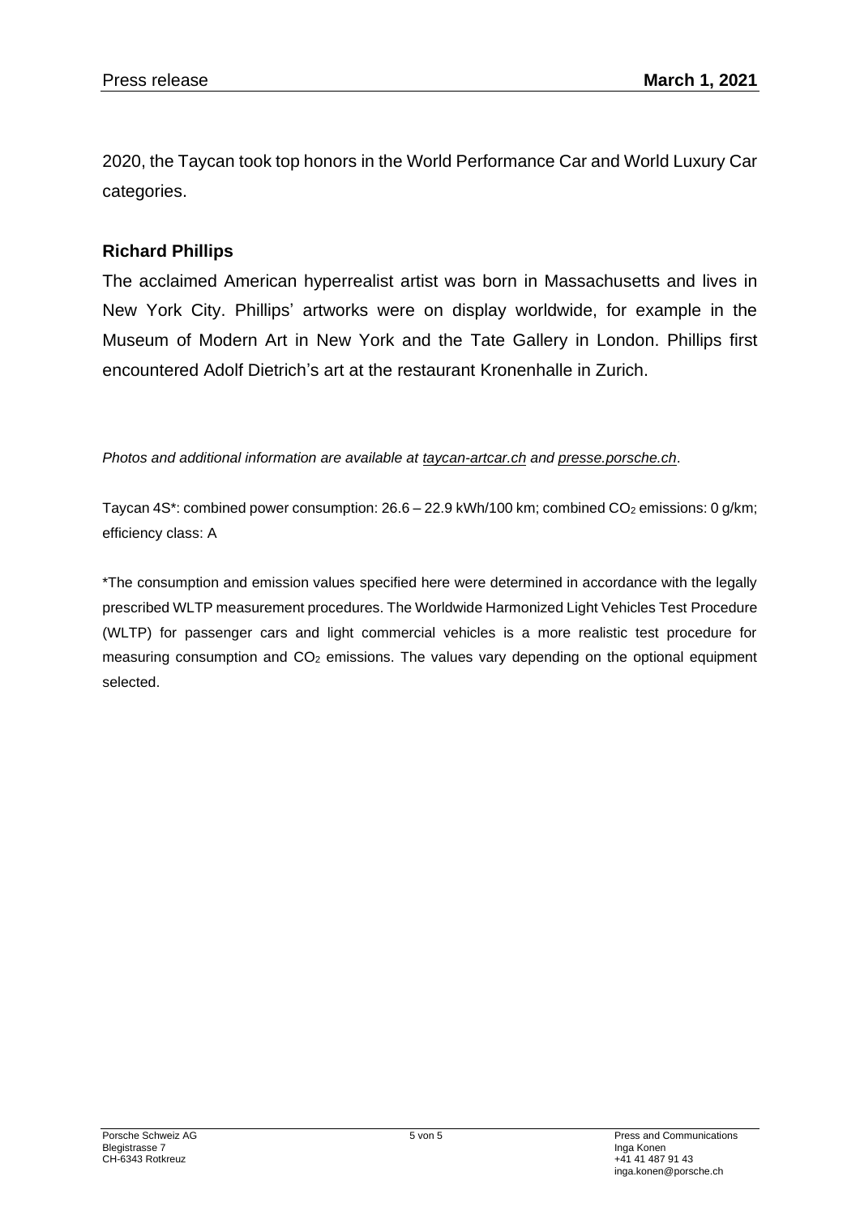2020, the Taycan took top honors in the World Performance Car and World Luxury Car categories.

**Richard Phillips**

The acclaimed American hyperrealist artist was born in Massachusetts and lives in New York City. Phillips' artworks were on display worldwide, for example in the Museum of Modern Art in New York and the Tate Gallery in London. Phillips first encountered Adolf Dietrich's art at the restaurant Kronenhalle in Zurich.

*Photos and additional information are available at taycan-artcar.ch and presse.porsche.ch.*

Taycan 4S*: combined power consumption: 26.6 – 22.9 kWh/100 km; combined $CO_2$ emissions: 0 g/km; efficiency class: A

*The consumption and emission values specified here were determined in accordance with the legally prescribed WLTP measurement procedures. The Worldwide Harmonized Light Vehicles Test Procedure (WLTP) for passenger cars and light commercial vehicles is a more realistic test procedure for measuring consumption and $CO_2$ emissions. The values vary depending on the optional equipment selected.

Porsche Schweiz AG
Blegistrasse 7
CH-6343 Rotkreuz

Press and Communications
Inga Konen
+41 41 487 91 43
inga.konen@porsche.ch